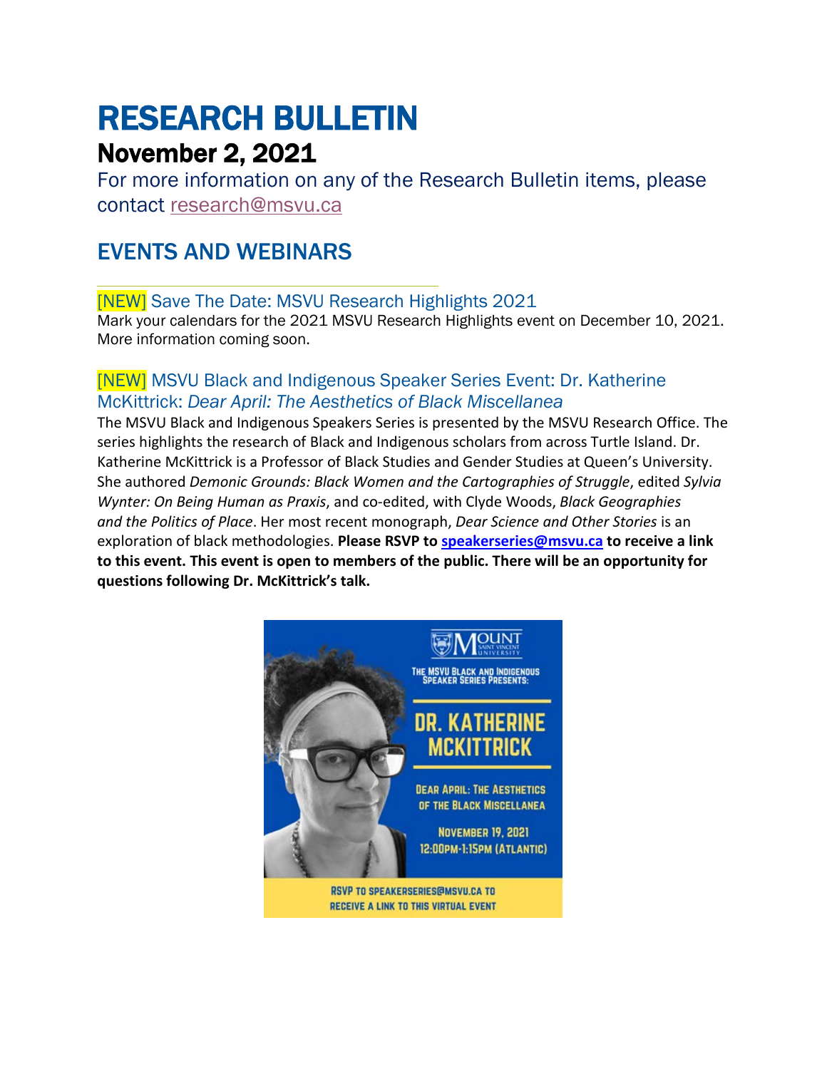# RESEARCH BULLETIN

## November 2, 2021

For more information on any of the Research Bulletin items, please contact research@msvu.ca

## EVENTS AND WEBINARS

### [NEW] Save The Date: MSVU Research Highlights 2021

Mark your calendars for the 2021 MSVU Research Highlights event on December 10, 2021. More information coming soon.

### [NEW] MSVU Black and Indigenous Speaker Series Event: Dr. Katherine McKittrick: *Dear April: The Aesthetics of Black Miscellanea*

The MSVU Black and Indigenous Speakers Series is presented by the MSVU Research Office. The series highlights the research of Black and Indigenous scholars from across Turtle Island. Dr. Katherine McKittrick is a Professor of Black Studies and Gender Studies at Queen's University. She authored *Demonic Grounds: Black Women and the Cartographies of Struggle*, edited *Sylvia Wynter: On Being Human as Praxis*, and co-edited, with Clyde Woods, *Black Geographies and the Politics of Place*. Her most recent monograph, *Dear Science and Other Stories* is an exploration of black methodologies. **Please RSVP to speakerseries@msvu.ca to receive a link to this event. This event is open to members of the public. There will be an opportunity for questions following Dr. McKittrick's talk.**

MOUNT SAINT VINCENT UNIVERSITY

THE MSVU BLACK AND INDIGENOUS SPEAKER SERIES PRESENTS:

DR. KATHERINE MCKITTRICK

DEAR APRIL: THE AESTHETICS OF THE BLACK MISCELLANEA

NOVEMBER 19, 2021
12:00PM-1:15PM (ATLANTIC)

RSVP TO SPEAKERSERIES@MSVU.CA TO RECEIVE A LINK TO THIS VIRTUAL EVENT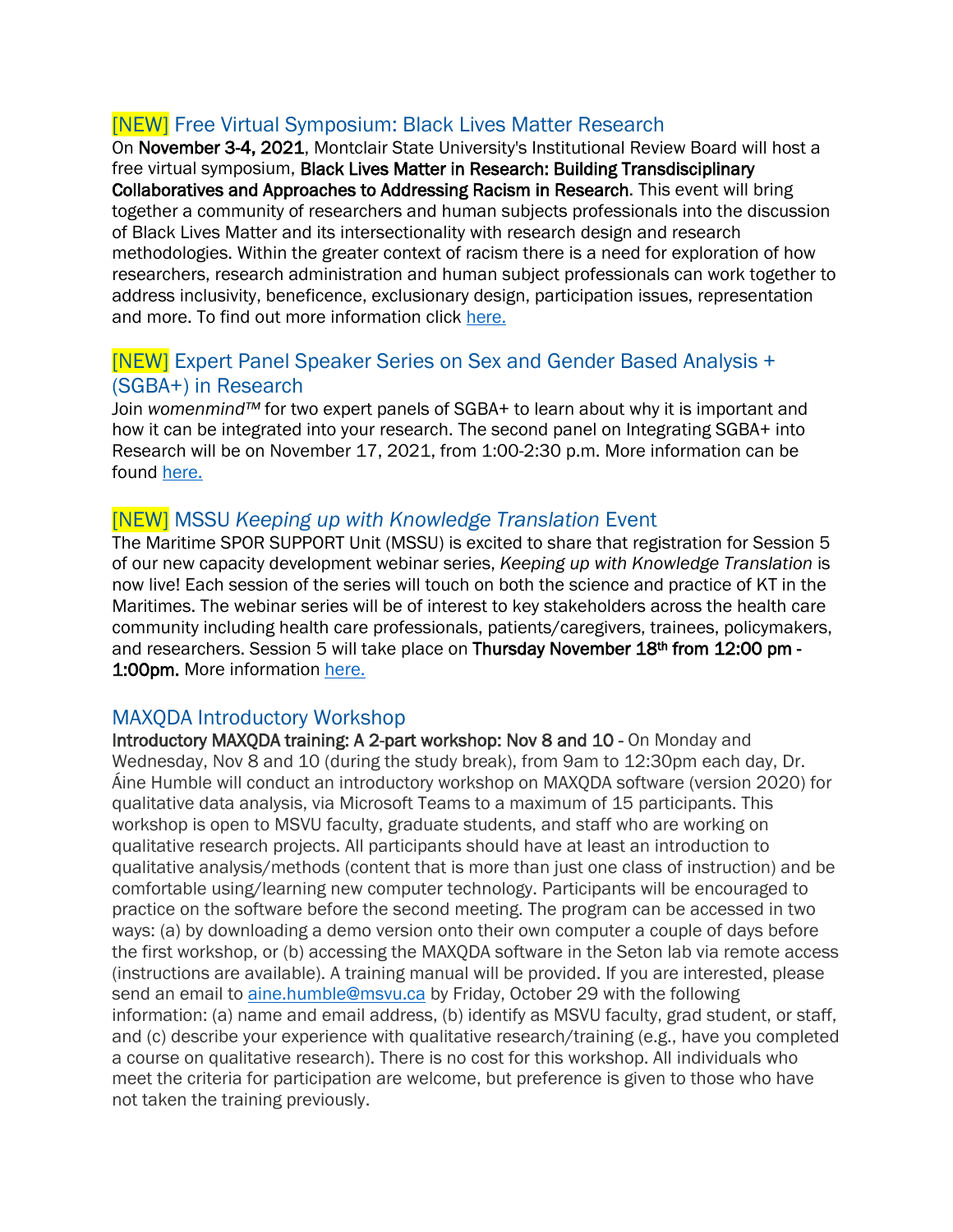### [NEW] Free Virtual Symposium: Black Lives Matter Research

On **November 3-4, 2021**, Montclair State University's Institutional Review Board will host a free virtual symposium, **Black Lives Matter in Research: Building Transdisciplinary Collaboratives and Approaches to Addressing Racism in Research**. This event will bring together a community of researchers and human subjects professionals into the discussion of Black Lives Matter and its intersectionality with research design and research methodologies. Within the greater context of racism there is a need for exploration of how researchers, research administration and human subject professionals can work together to address inclusivity, beneficence, exclusionary design, participation issues, representation and more. To find out more information click here.

### [NEW] Expert Panel Speaker Series on Sex and Gender Based Analysis + (SGBA+) in Research

Join *womenmind™* for two expert panels of SGBA+ to learn about why it is important and how it can be integrated into your research. The second panel on Integrating SGBA+ into Research will be on November 17, 2021, from 1:00-2:30 p.m. More information can be found here.

### [NEW] MSSU *Keeping up with Knowledge Translation* Event

The Maritime SPOR SUPPORT Unit (MSSU) is excited to share that registration for Session 5 of our new capacity development webinar series, *Keeping up with Knowledge Translation* is now live! Each session of the series will touch on both the science and practice of KT in the Maritimes. The webinar series will be of interest to key stakeholders across the health care community including health care professionals, patients/caregivers, trainees, policymakers, and researchers. Session 5 will take place on **Thursday November 18th from 12:00 pm - 1:00pm.** More information here.

### MAXQDA Introductory Workshop

**Introductory MAXQDA training: A 2-part workshop: Nov 8 and 10** - On Monday and Wednesday, Nov 8 and 10 (during the study break), from 9am to 12:30pm each day, Dr. Áine Humble will conduct an introductory workshop on MAXQDA software (version 2020) for qualitative data analysis, via Microsoft Teams to a maximum of 15 participants. This workshop is open to MSVU faculty, graduate students, and staff who are working on qualitative research projects. All participants should have at least an introduction to qualitative analysis/methods (content that is more than just one class of instruction) and be comfortable using/learning new computer technology. Participants will be encouraged to practice on the software before the second meeting. The program can be accessed in two ways: (a) by downloading a demo version onto their own computer a couple of days before the first workshop, or (b) accessing the MAXQDA software in the Seton lab via remote access (instructions are available). A training manual will be provided. If you are interested, please send an email to aine.humble@msvu.ca by Friday, October 29 with the following information: (a) name and email address, (b) identify as MSVU faculty, grad student, or staff, and (c) describe your experience with qualitative research/training (e.g., have you completed a course on qualitative research). There is no cost for this workshop. All individuals who meet the criteria for participation are welcome, but preference is given to those who have not taken the training previously.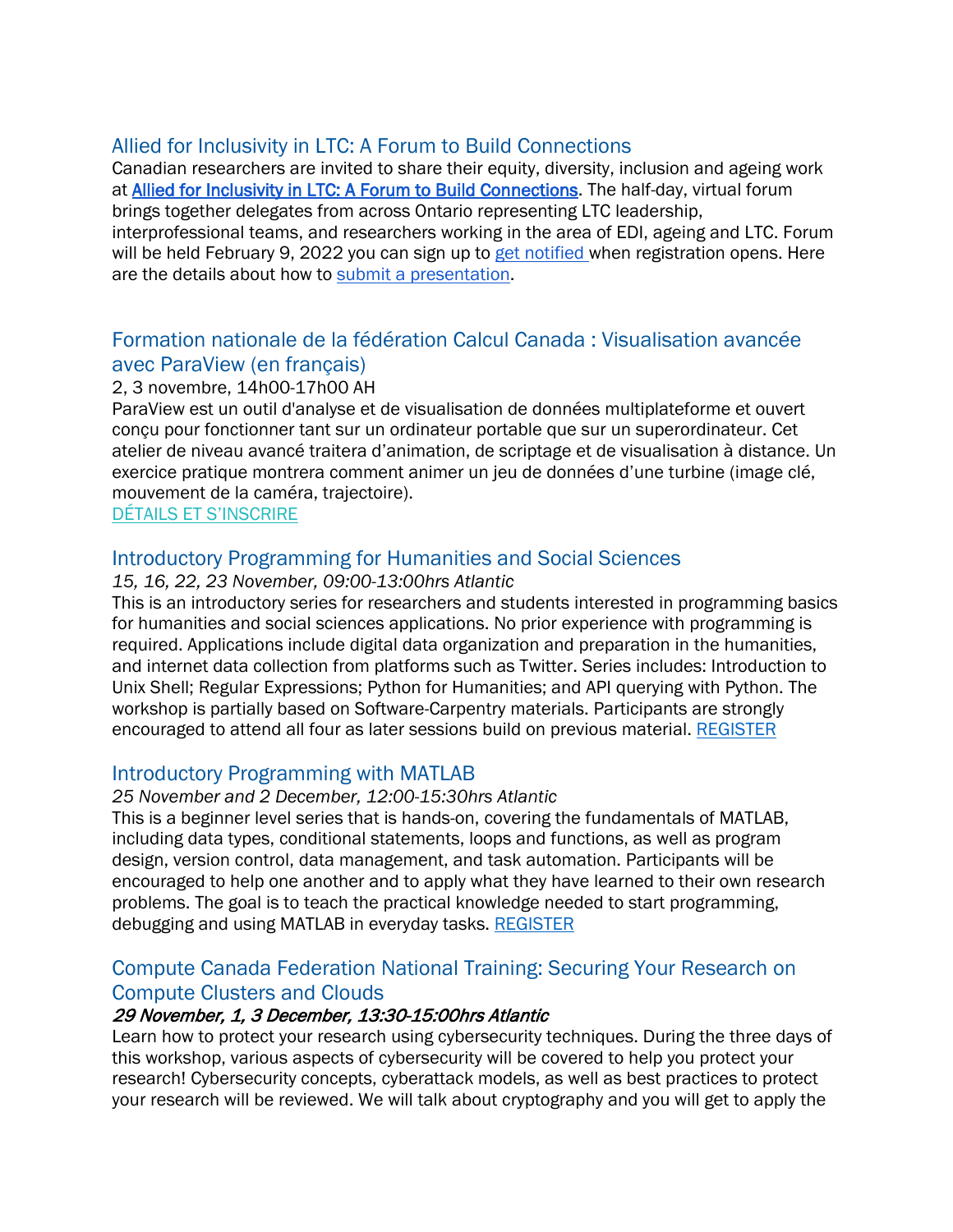## Allied for Inclusivity in LTC: A Forum to Build Connections

Canadian researchers are invited to share their equity, diversity, inclusion and ageing work at **Allied for Inclusivity in LTC: A Forum to Build Connections**. The half-day, virtual forum brings together delegates from across Ontario representing LTC leadership, interprofessional teams, and researchers working in the area of EDI, ageing and LTC. Forum will be held February 9, 2022 you can sign up to get notified when registration opens. Here are the details about how to submit a presentation.

## Formation nationale de la fédération Calcul Canada : Visualisation avancée avec ParaView (en français)

2, 3 novembre, 14h00-17h00 AH

ParaView est un outil d'analyse et de visualisation de données multiplateforme et ouvert conçu pour fonctionner tant sur un ordinateur portable que sur un superordinateur. Cet atelier de niveau avancé traitera d'animation, de scriptage et de visualisation à distance. Un exercice pratique montrera comment animer un jeu de données d'une turbine (image clé, mouvement de la caméra, trajectoire).

DÉTAILS ET S'INSCRIRE

## Introductory Programming for Humanities and Social Sciences

*15, 16, 22, 23 November, 09:00-13:00hrs Atlantic*

This is an introductory series for researchers and students interested in programming basics for humanities and social sciences applications. No prior experience with programming is required. Applications include digital data organization and preparation in the humanities, and internet data collection from platforms such as Twitter. Series includes: Introduction to Unix Shell; Regular Expressions; Python for Humanities; and API querying with Python. The workshop is partially based on Software-Carpentry materials. Participants are strongly encouraged to attend all four as later sessions build on previous material. REGISTER

## Introductory Programming with MATLAB

*25 November and 2 December, 12:00-15:30hrs Atlantic*

This is a beginner level series that is hands-on, covering the fundamentals of MATLAB, including data types, conditional statements, loops and functions, as well as program design, version control, data management, and task automation. Participants will be encouraged to help one another and to apply what they have learned to their own research problems. The goal is to teach the practical knowledge needed to start programming, debugging and using MATLAB in everyday tasks. REGISTER

## Compute Canada Federation National Training: Securing Your Research on Compute Clusters and Clouds

***29 November, 1, 3 December, 13:30-15:00hrs Atlantic***

Learn how to protect your research using cybersecurity techniques. During the three days of this workshop, various aspects of cybersecurity will be covered to help you protect your research! Cybersecurity concepts, cyberattack models, as well as best practices to protect your research will be reviewed. We will talk about cryptography and you will get to apply the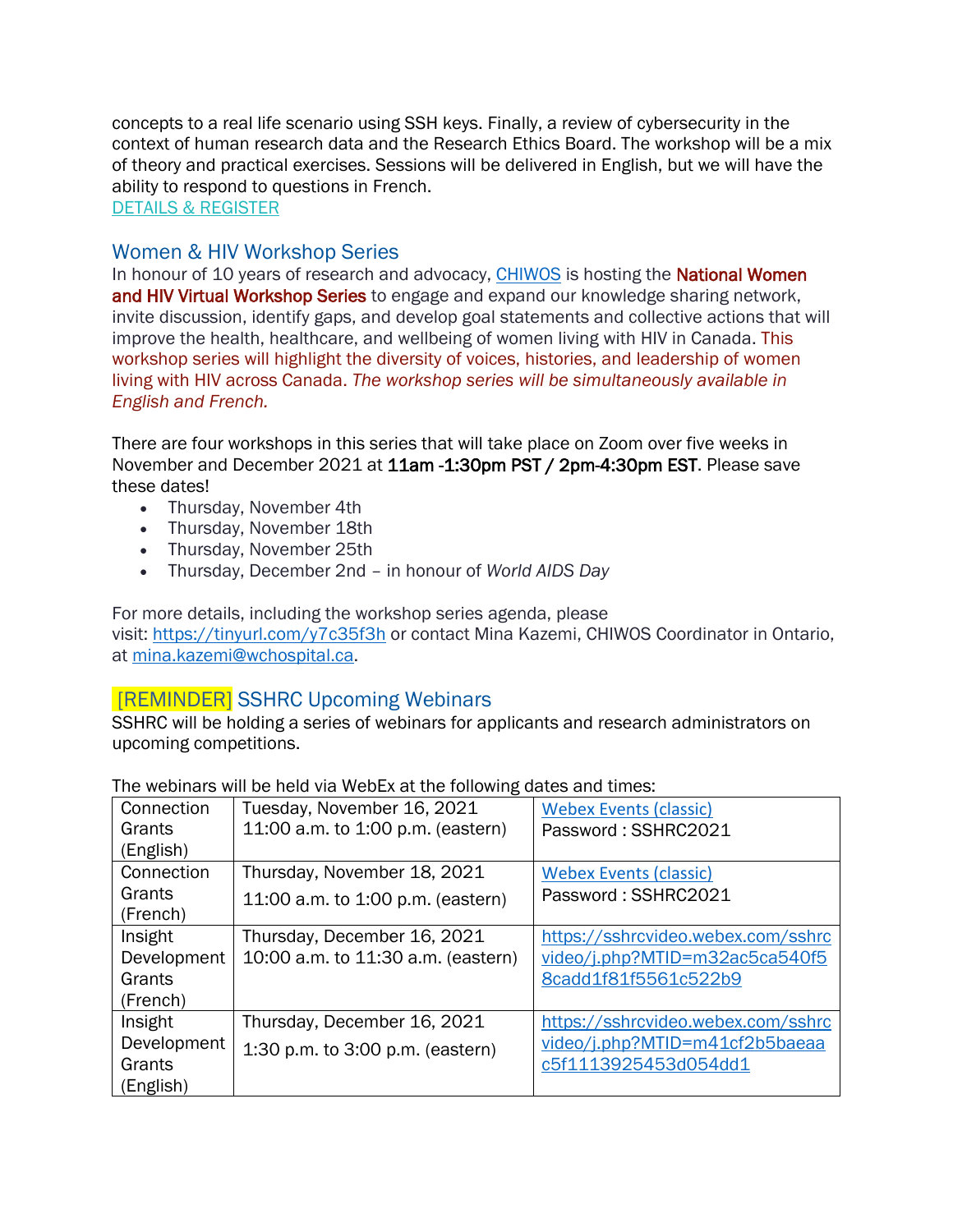concepts to a real life scenario using SSH keys. Finally, a review of cybersecurity in the context of human research data and the Research Ethics Board. The workshop will be a mix of theory and practical exercises. Sessions will be delivered in English, but we will have the ability to respond to questions in French.
[DETAILS & REGISTER]

## Women & HIV Workshop Series

In honour of 10 years of research and advocacy, [CHIWOS] is hosting the **National Women and HIV Virtual Workshop Series** to engage and expand our knowledge sharing network, invite discussion, identify gaps, and develop goal statements and collective actions that will improve the health, healthcare, and wellbeing of women living with HIV in Canada. This workshop series will highlight the diversity of voices, histories, and leadership of women living with HIV across Canada. *The workshop series will be simultaneously available in English and French.*

There are four workshops in this series that will take place on Zoom over five weeks in November and December 2021 at **11am -1:30pm PST / 2pm-4:30pm EST**. Please save these dates!

- Thursday, November 4th
- Thursday, November 18th
- Thursday, November 25th
- Thursday, December 2nd – in honour of *World AIDS Day*

For more details, including the workshop series agenda, please visit: https://tinyurl.com/y7c35f3h or contact Mina Kazemi, CHIWOS Coordinator in Ontario, at mina.kazemi@wchospital.ca.

## [REMINDER] SSHRC Upcoming Webinars

SSHRC will be holding a series of webinars for applicants and research administrators on upcoming competitions.

The webinars will be held via WebEx at the following dates and times:

| | | |
|---|---|---|
| Connection Grants (English) | Tuesday, November 16, 2021<br>11:00 a.m. to 1:00 p.m. (eastern) | [Webex Events (classic)]<br>Password : SSHRC2021 |
| Connection Grants (French) | Thursday, November 18, 2021<br>11:00 a.m. to 1:00 p.m. (eastern) | [Webex Events (classic)]<br>Password : SSHRC2021 |
| Insight Development Grants (French) | Thursday, December 16, 2021<br>10:00 a.m. to 11:30 a.m. (eastern) | https://sshrcvideo.webex.com/sshrcvideo/j.php?MTID=m32ac5ca540f58cadd1f81f5561c522b9 |
| Insight Development Grants (English) | Thursday, December 16, 2021<br>1:30 p.m. to 3:00 p.m. (eastern) | https://sshrcvideo.webex.com/sshrcvideo/j.php?MTID=m41cf2b5baeaac5f1113925453d054dd1 |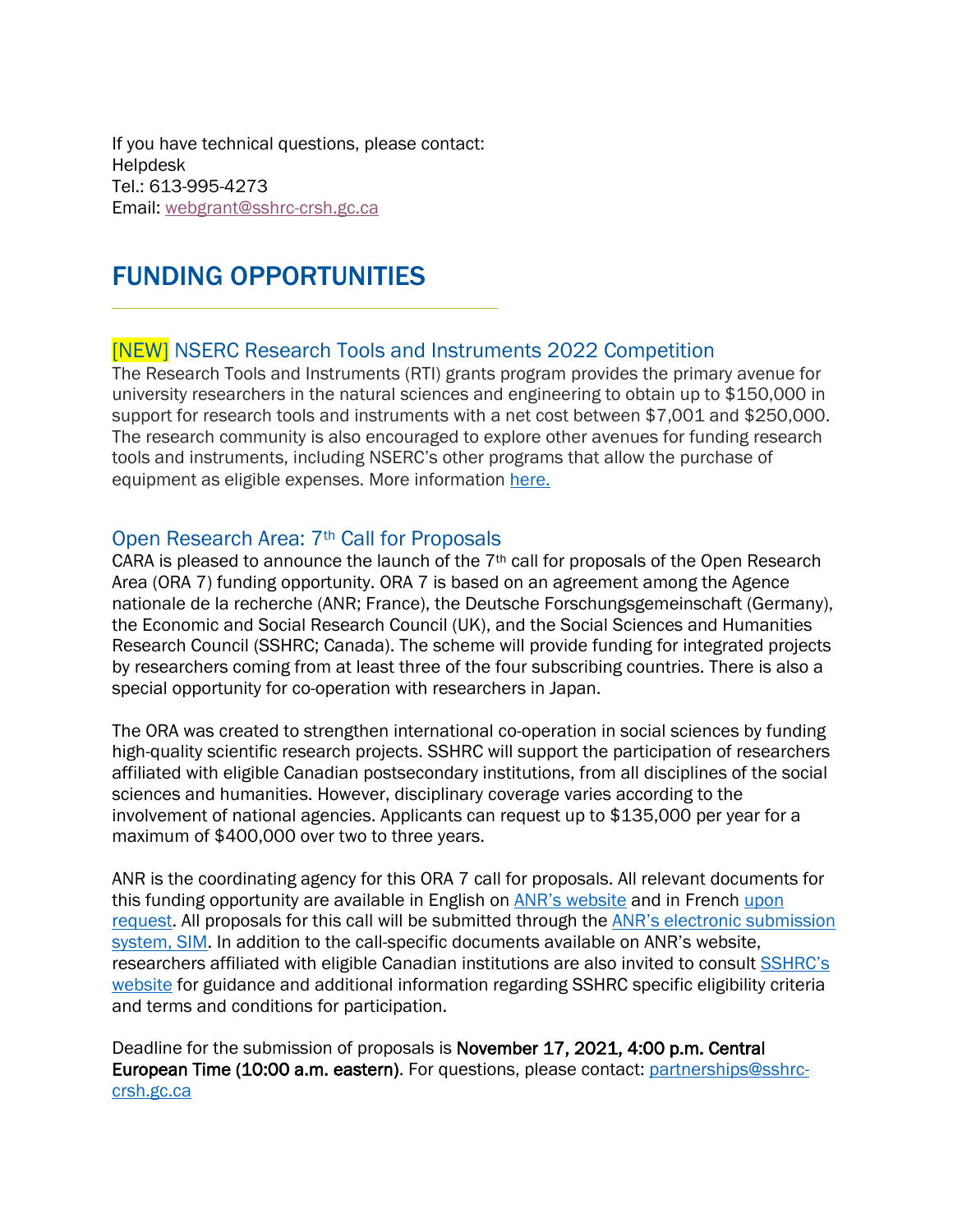If you have technical questions, please contact:
Helpdesk
Tel.: 613-995-4273
Email: webgrant@sshrc-crsh.gc.ca

# FUNDING OPPORTUNITIES

### [NEW] NSERC Research Tools and Instruments 2022 Competition

The Research Tools and Instruments (RTI) grants program provides the primary avenue for university researchers in the natural sciences and engineering to obtain up to $150,000 in support for research tools and instruments with a net cost between $7,001 and $250,000. The research community is also encouraged to explore other avenues for funding research tools and instruments, including NSERC's other programs that allow the purchase of equipment as eligible expenses. More information here.

### Open Research Area: 7th Call for Proposals

CARA is pleased to announce the launch of the 7th call for proposals of the Open Research Area (ORA 7) funding opportunity. ORA 7 is based on an agreement among the Agence nationale de la recherche (ANR; France), the Deutsche Forschungsgemeinschaft (Germany), the Economic and Social Research Council (UK), and the Social Sciences and Humanities Research Council (SSHRC; Canada). The scheme will provide funding for integrated projects by researchers coming from at least three of the four subscribing countries. There is also a special opportunity for co-operation with researchers in Japan.

The ORA was created to strengthen international co-operation in social sciences by funding high-quality scientific research projects. SSHRC will support the participation of researchers affiliated with eligible Canadian postsecondary institutions, from all disciplines of the social sciences and humanities. However, disciplinary coverage varies according to the involvement of national agencies. Applicants can request up to $135,000 per year for a maximum of $400,000 over two to three years.

ANR is the coordinating agency for this ORA 7 call for proposals. All relevant documents for this funding opportunity are available in English on ANR's website and in French upon request. All proposals for this call will be submitted through the ANR's electronic submission system, SIM. In addition to the call-specific documents available on ANR's website, researchers affiliated with eligible Canadian institutions are also invited to consult SSHRC's website for guidance and additional information regarding SSHRC specific eligibility criteria and terms and conditions for participation.

Deadline for the submission of proposals is **November 17, 2021, 4:00 p.m. Central European Time (10:00 a.m. eastern)**. For questions, please contact: partnerships@sshrc-crsh.gc.ca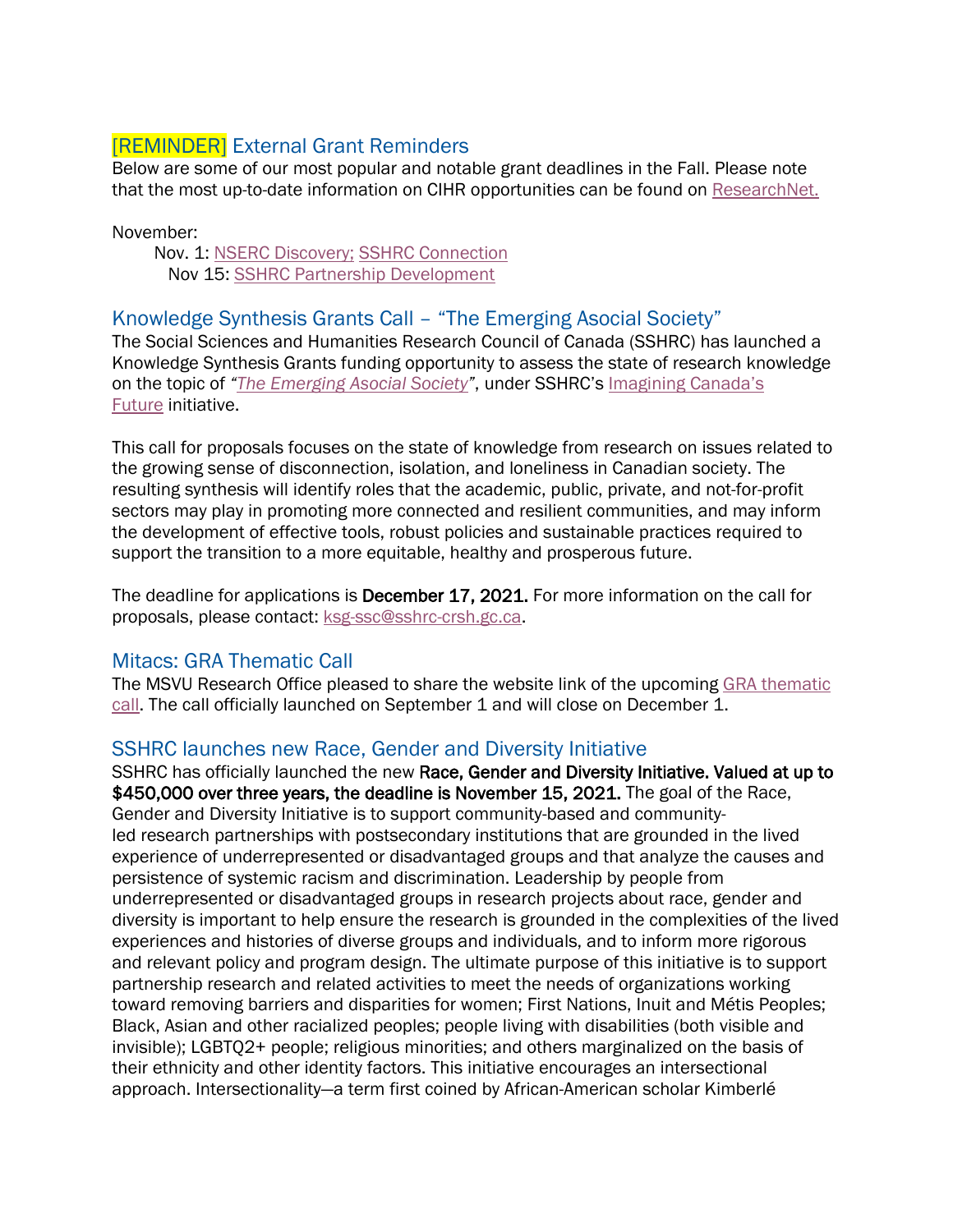## [REMINDER] External Grant Reminders

Below are some of our most popular and notable grant deadlines in the Fall. Please note that the most up-to-date information on CIHR opportunities can be found on ResearchNet.

November:

- Nov. 1: NSERC Discovery; SSHRC Connection
- Nov 15: SSHRC Partnership Development

## Knowledge Synthesis Grants Call – "The Emerging Asocial Society"

The Social Sciences and Humanities Research Council of Canada (SSHRC) has launched a Knowledge Synthesis Grants funding opportunity to assess the state of research knowledge on the topic of *"The Emerging Asocial Society"*, under SSHRC's Imagining Canada's Future initiative.

This call for proposals focuses on the state of knowledge from research on issues related to the growing sense of disconnection, isolation, and loneliness in Canadian society. The resulting synthesis will identify roles that the academic, public, private, and not-for-profit sectors may play in promoting more connected and resilient communities, and may inform the development of effective tools, robust policies and sustainable practices required to support the transition to a more equitable, healthy and prosperous future.

The deadline for applications is **December 17, 2021.** For more information on the call for proposals, please contact: ksg-ssc@sshrc-crsh.gc.ca.

## Mitacs: GRA Thematic Call

The MSVU Research Office pleased to share the website link of the upcoming GRA thematic call. The call officially launched on September 1 and will close on December 1.

## SSHRC launches new Race, Gender and Diversity Initiative

SSHRC has officially launched the new **Race, Gender and Diversity Initiative. Valued at up to $450,000 over three years, the deadline is November 15, 2021.** The goal of the Race, Gender and Diversity Initiative is to support community-based and community-led research partnerships with postsecondary institutions that are grounded in the lived experience of underrepresented or disadvantaged groups and that analyze the causes and persistence of systemic racism and discrimination. Leadership by people from underrepresented or disadvantaged groups in research projects about race, gender and diversity is important to help ensure the research is grounded in the complexities of the lived experiences and histories of diverse groups and individuals, and to inform more rigorous and relevant policy and program design. The ultimate purpose of this initiative is to support partnership research and related activities to meet the needs of organizations working toward removing barriers and disparities for women; First Nations, Inuit and Métis Peoples; Black, Asian and other racialized peoples; people living with disabilities (both visible and invisible); LGBTQ2+ people; religious minorities; and others marginalized on the basis of their ethnicity and other identity factors. This initiative encourages an intersectional approach. Intersectionality—a term first coined by African-American scholar Kimberlé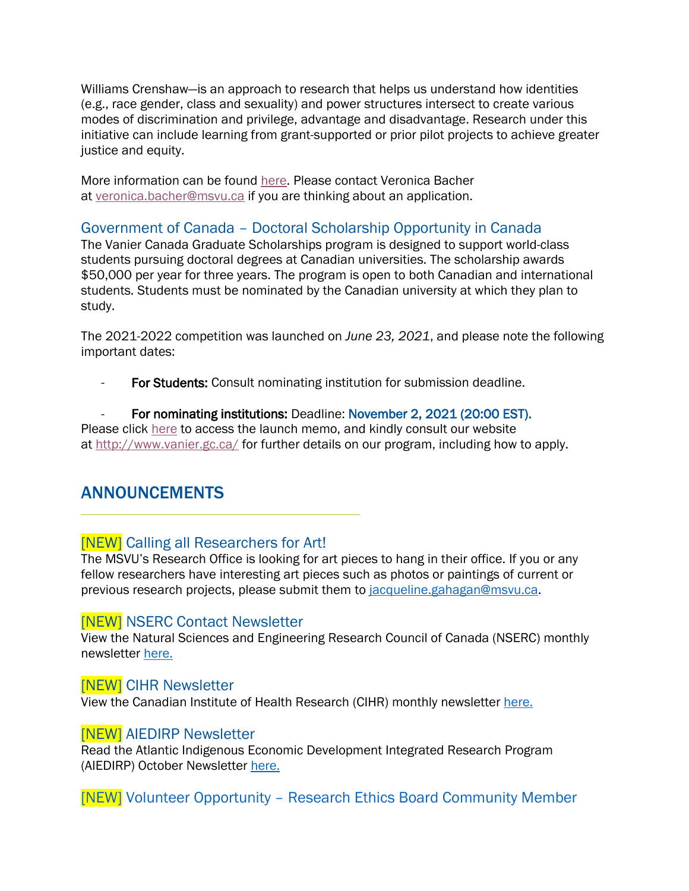Williams Crenshaw—is an approach to research that helps us understand how identities (e.g., race gender, class and sexuality) and power structures intersect to create various modes of discrimination and privilege, advantage and disadvantage. Research under this initiative can include learning from grant-supported or prior pilot projects to achieve greater justice and equity.

More information can be found here. Please contact Veronica Bacher at veronica.bacher@msvu.ca if you are thinking about an application.

### Government of Canada – Doctoral Scholarship Opportunity in Canada

The Vanier Canada Graduate Scholarships program is designed to support world-class students pursuing doctoral degrees at Canadian universities. The scholarship awards $50,000 per year for three years. The program is open to both Canadian and international students. Students must be nominated by the Canadian university at which they plan to study.

The 2021-2022 competition was launched on *June 23, 2021*, and please note the following important dates:

- **For Students:** Consult nominating institution for submission deadline.
- **For nominating institutions:** Deadline: November 2, 2021 (20:00 EST).

Please click here to access the launch memo, and kindly consult our website at http://www.vanier.gc.ca/ for further details on our program, including how to apply.

## ANNOUNCEMENTS

### [NEW] Calling all Researchers for Art!

The MSVU's Research Office is looking for art pieces to hang in their office. If you or any fellow researchers have interesting art pieces such as photos or paintings of current or previous research projects, please submit them to jacqueline.gahagan@msvu.ca.

### [NEW] NSERC Contact Newsletter

View the Natural Sciences and Engineering Research Council of Canada (NSERC) monthly newsletter here.

### [NEW] CIHR Newsletter

View the Canadian Institute of Health Research (CIHR) monthly newsletter here.

### [NEW] AIEDIRP Newsletter

Read the Atlantic Indigenous Economic Development Integrated Research Program (AIEDIRP) October Newsletter here.

### [NEW] Volunteer Opportunity – Research Ethics Board Community Member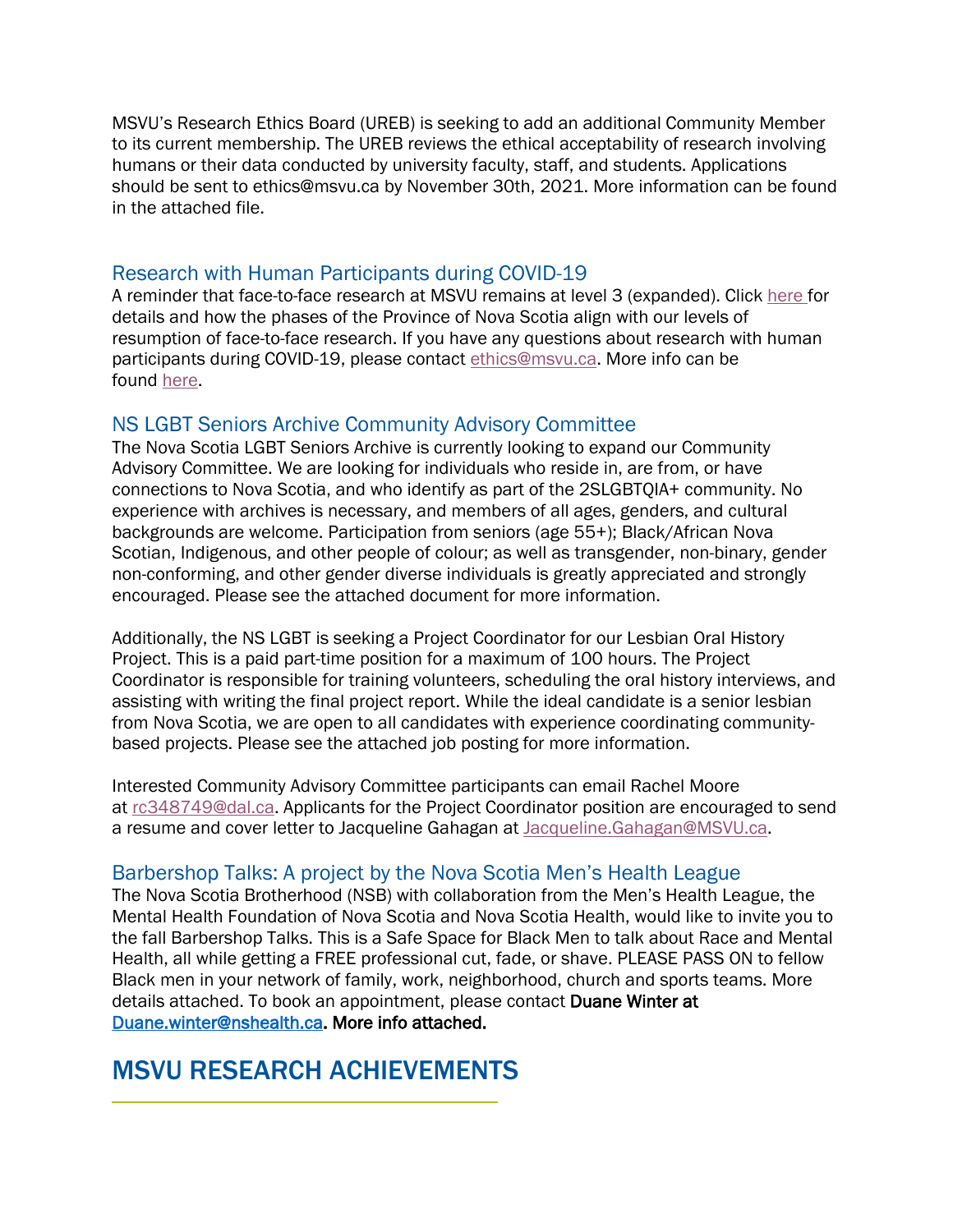MSVU's Research Ethics Board (UREB) is seeking to add an additional Community Member to its current membership. The UREB reviews the ethical acceptability of research involving humans or their data conducted by university faculty, staff, and students. Applications should be sent to ethics@msvu.ca by November 30th, 2021. More information can be found in the attached file.

### Research with Human Participants during COVID-19

A reminder that face-to-face research at MSVU remains at level 3 (expanded). Click here for details and how the phases of the Province of Nova Scotia align with our levels of resumption of face-to-face research. If you have any questions about research with human participants during COVID-19, please contact ethics@msvu.ca. More info can be found here.

### NS LGBT Seniors Archive Community Advisory Committee

The Nova Scotia LGBT Seniors Archive is currently looking to expand our Community Advisory Committee. We are looking for individuals who reside in, are from, or have connections to Nova Scotia, and who identify as part of the 2SLGBTQIA+ community. No experience with archives is necessary, and members of all ages, genders, and cultural backgrounds are welcome. Participation from seniors (age 55+); Black/African Nova Scotian, Indigenous, and other people of colour; as well as transgender, non-binary, gender non-conforming, and other gender diverse individuals is greatly appreciated and strongly encouraged. Please see the attached document for more information.

Additionally, the NS LGBT is seeking a Project Coordinator for our Lesbian Oral History Project. This is a paid part-time position for a maximum of 100 hours. The Project Coordinator is responsible for training volunteers, scheduling the oral history interviews, and assisting with writing the final project report. While the ideal candidate is a senior lesbian from Nova Scotia, we are open to all candidates with experience coordinating community-based projects. Please see the attached job posting for more information.

Interested Community Advisory Committee participants can email Rachel Moore at rc348749@dal.ca. Applicants for the Project Coordinator position are encouraged to send a resume and cover letter to Jacqueline Gahagan at Jacqueline.Gahagan@MSVU.ca.

### Barbershop Talks: A project by the Nova Scotia Men's Health League

The Nova Scotia Brotherhood (NSB) with collaboration from the Men's Health League, the Mental Health Foundation of Nova Scotia and Nova Scotia Health, would like to invite you to the fall Barbershop Talks. This is a Safe Space for Black Men to talk about Race and Mental Health, all while getting a FREE professional cut, fade, or shave. PLEASE PASS ON to fellow Black men in your network of family, work, neighborhood, church and sports teams. More details attached. To book an appointment, please contact **Duane Winter at Duane.winter@nshealth.ca. More info attached.**

## MSVU RESEARCH ACHIEVEMENTS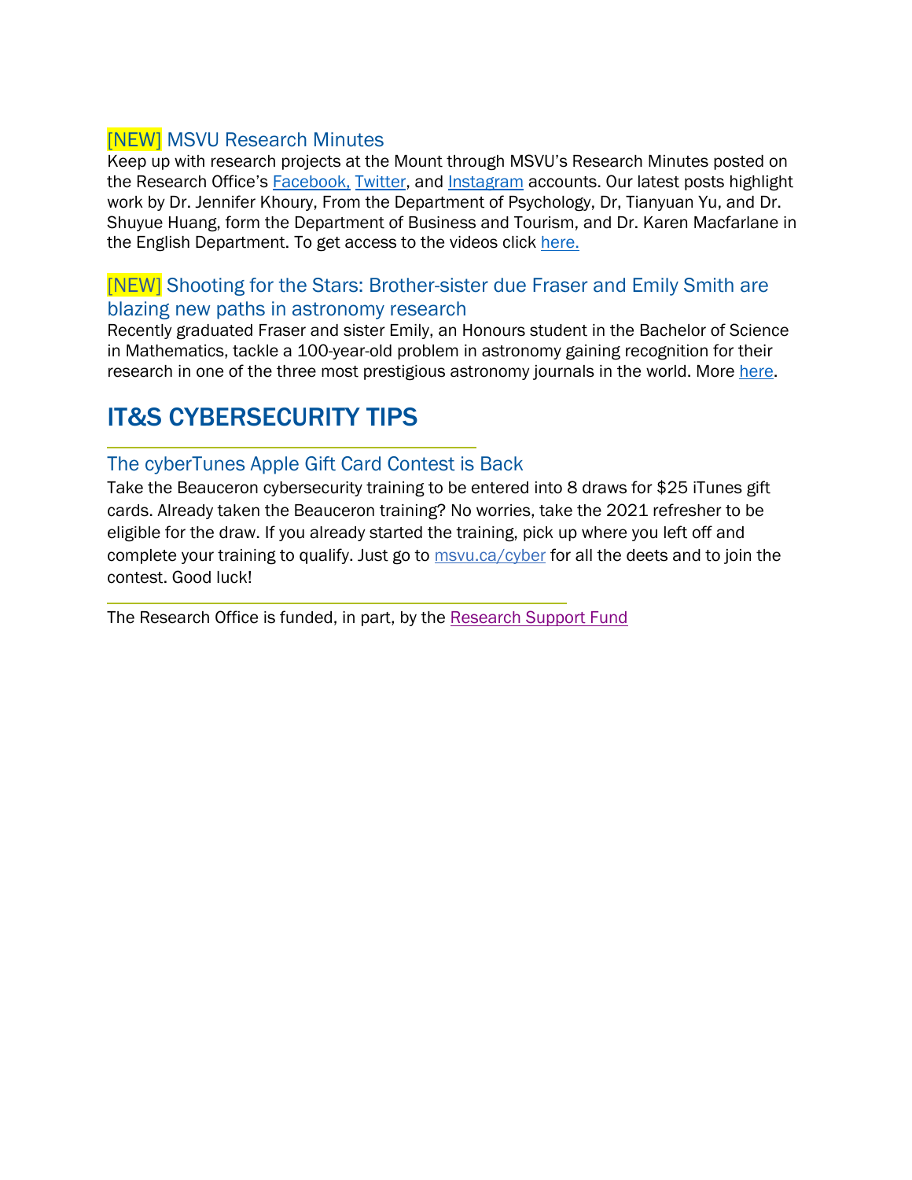### [NEW] MSVU Research Minutes

Keep up with research projects at the Mount through MSVU's Research Minutes posted on the Research Office's Facebook, Twitter, and Instagram accounts. Our latest posts highlight work by Dr. Jennifer Khoury, From the Department of Psychology, Dr, Tianyuan Yu, and Dr. Shuyue Huang, form the Department of Business and Tourism, and Dr. Karen Macfarlane in the English Department. To get access to the videos click here.

### [NEW] Shooting for the Stars: Brother-sister due Fraser and Emily Smith are blazing new paths in astronomy research

Recently graduated Fraser and sister Emily, an Honours student in the Bachelor of Science in Mathematics, tackle a 100-year-old problem in astronomy gaining recognition for their research in one of the three most prestigious astronomy journals in the world. More here.

## IT&S CYBERSECURITY TIPS

---

### The cyberTunes Apple Gift Card Contest is Back

Take the Beauceron cybersecurity training to be entered into 8 draws for $25 iTunes gift cards. Already taken the Beauceron training? No worries, take the 2021 refresher to be eligible for the draw. If you already started the training, pick up where you left off and complete your training to qualify. Just go to msvu.ca/cyber for all the deets and to join the contest. Good luck!

---

The Research Office is funded, in part, by the Research Support Fund